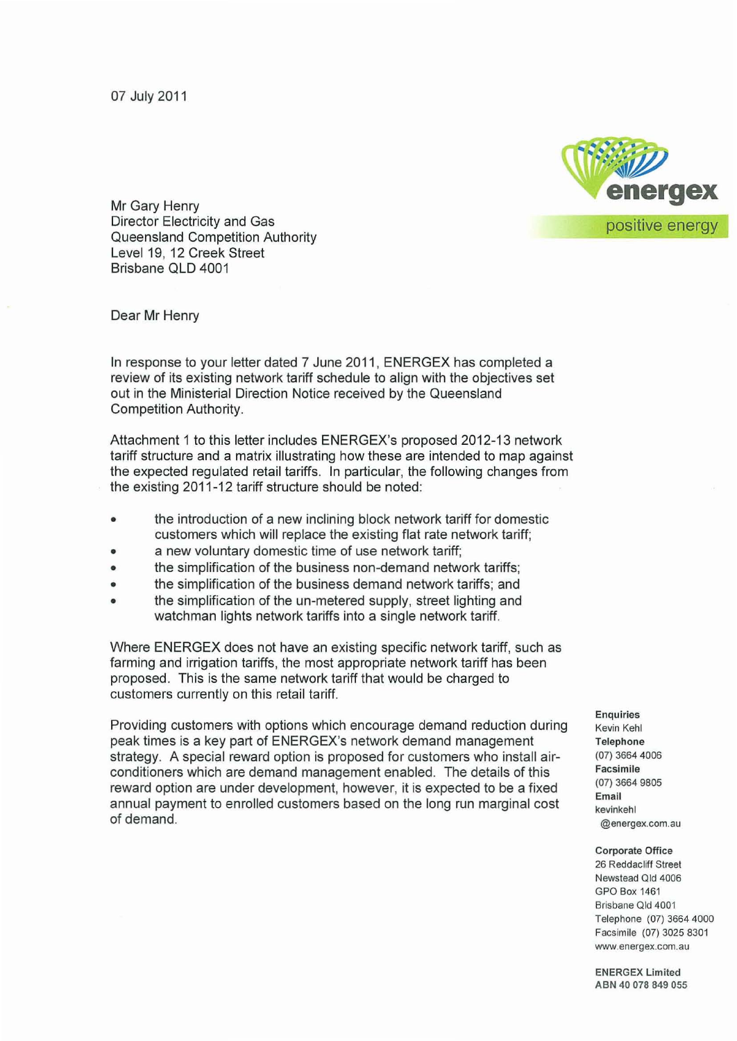07 July 2011

energex

positive energy

Mr Gary Henry
Director Electricity and Gas
Queensland Competition Authority
Level 19, 12 Creek Street
Brisbane QLD 4001

Dear Mr Henry

In response to your letter dated 7 June 2011, ENERGEX has completed a review of its existing network tariff schedule to align with the objectives set out in the Ministerial Direction Notice received by the Queensland Competition Authority.

Attachment 1 to this letter includes ENERGEX's proposed 2012-13 network tariff structure and a matrix illustrating how these are intended to map against the expected regulated retail tariffs. In particular, the following changes from the existing 2011-12 tariff structure should be noted:

- the introduction of a new inclining block network tariff for domestic customers which will replace the existing flat rate network tariff;
- a new voluntary domestic time of use network tariff;
- the simplification of the business non-demand network tariffs;
- the simplification of the business demand network tariffs; and
- the simplification of the un-metered supply, street lighting and watchman lights network tariffs into a single network tariff.

Where ENERGEX does not have an existing specific network tariff, such as farming and irrigation tariffs, the most appropriate network tariff has been proposed. This is the same network tariff that would be charged to customers currently on this retail tariff.

Providing customers with options which encourage demand reduction during peak times is a key part of ENERGEX's network demand management strategy. A special reward option is proposed for customers who install air-conditioners which are demand management enabled. The details of this reward option are under development, however, it is expected to be a fixed annual payment to enrolled customers based on the long run marginal cost of demand.

**Enquiries**
Kevin Kehl
**Telephone**
(07) 3664 4006
**Facsimile**
(07) 3664 9805
**Email**
kevinkehl
@energex.com.au

**Corporate Office**
26 Reddacliff Street
Newstead Qld 4006
GPO Box 1461
Brisbane Qld 4001
Telephone (07) 3664 4000
Facsimile (07) 3025 8301
www.energex.com.au

**ENERGEX Limited**
ABN 40 078 849 055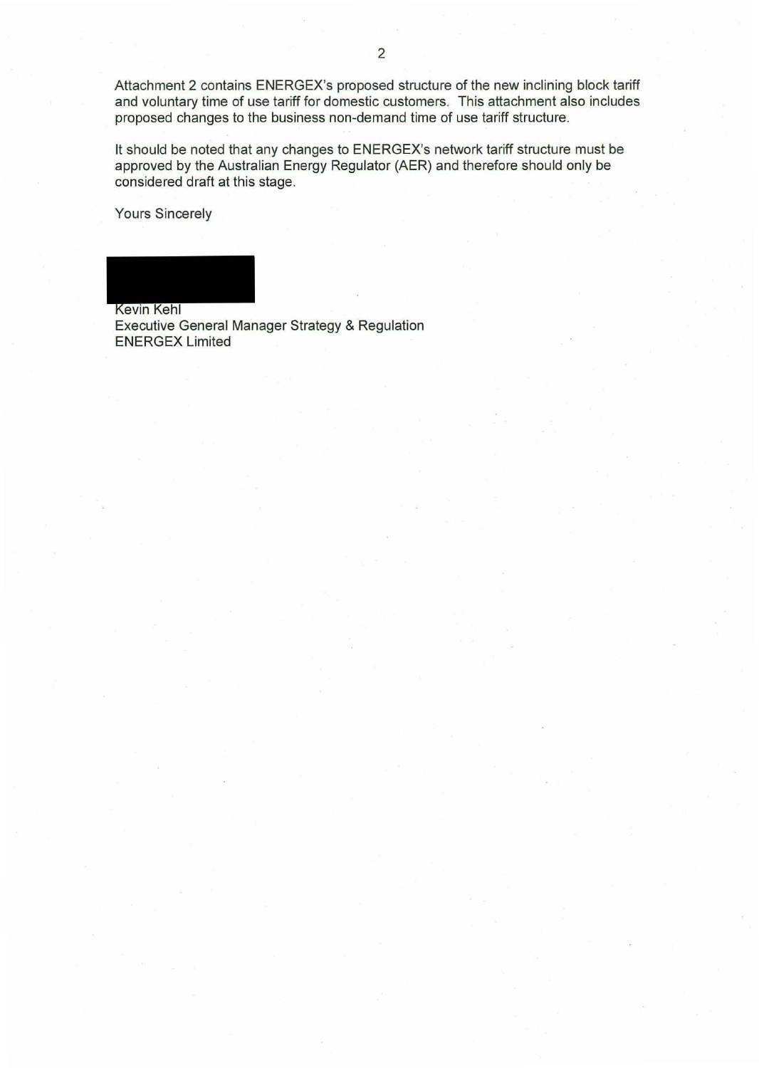Attachment 2 contains ENERGEX's proposed structure of the new inclining block tariff and voluntary time of use tariff for domestic customers. This attachment also includes proposed changes to the business non-demand time of use tariff structure.

It should be noted that any changes to ENERGEX's network tariff structure must be approved by the Australian Energy Regulator (AER) and therefore should only be considered draft at this stage.

Yours Sincerely

Kevin Kehl
Executive General Manager Strategy & Regulation
ENERGEX Limited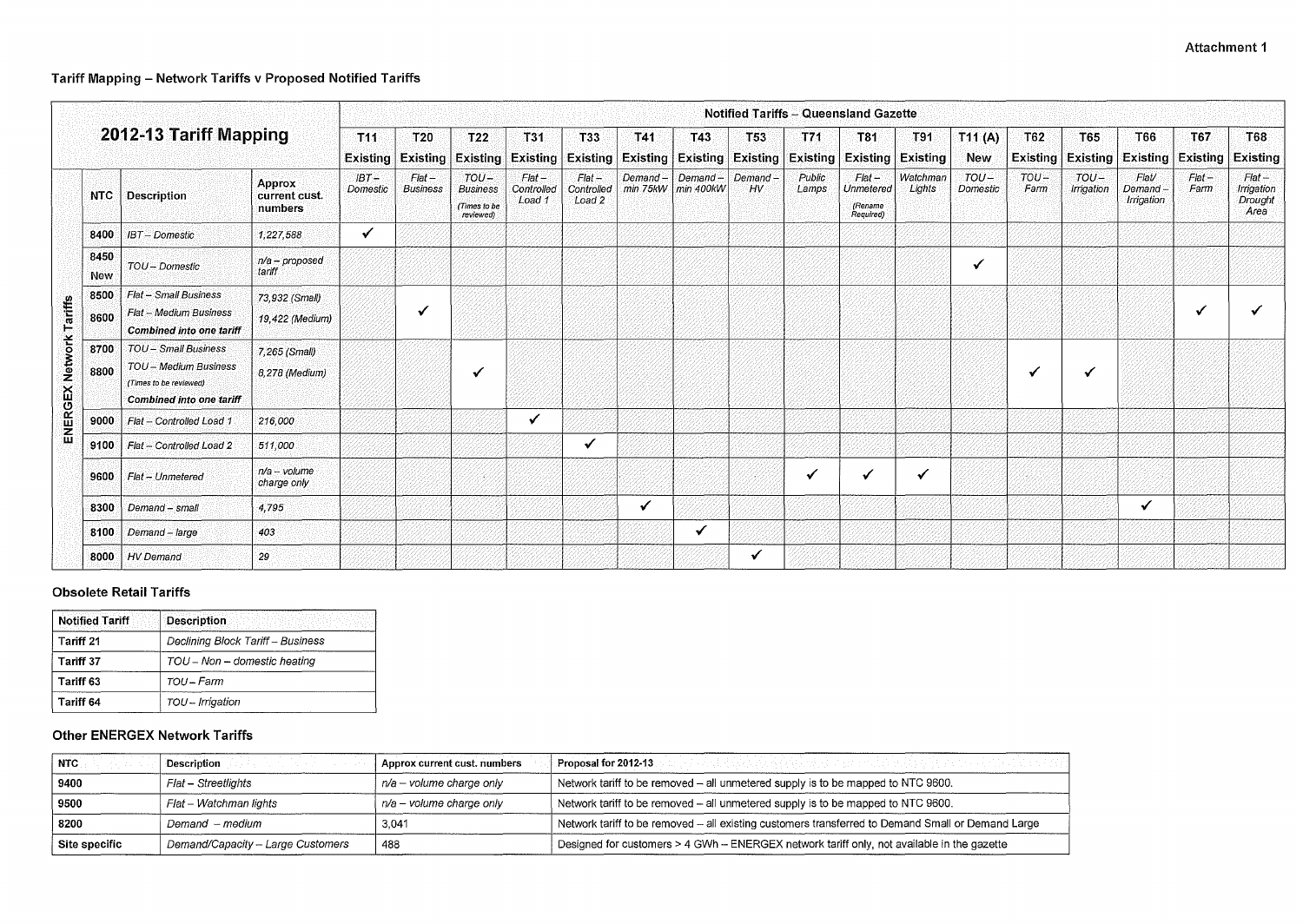Attachment 1

### Tariff Mapping – Network Tariffs v Proposed Notified Tariffs

| 2012-13 Tariff Mapping | | | | Notified Tariffs – Queensland Gazette | | | | | | | | | | | | | | | | |
|---|---|---|---|---|---|---|---|---|---|---|---|---|---|---|---|---|---|---|---|---|
| | | | | T11 Existing | T20 Existing | T22 Existing | T31 Existing | T33 Existing | T41 Existing | T43 Existing | T53 Existing | T71 Existing | T81 Existing | T91 Existing | T11 (A) New | T62 Existing | T65 Existing | T66 Existing | T67 Existing | T68 Existing |
| | NTC | Description | Approx current cust. numbers | *IBT – Domestic* | *Flat – Business* | *TOU – Business (Times to be reviewed)* | *Flat – Controlled Load 1* | *Flat – Controlled Load 2* | *Demand – min 75kW* | *Demand – min 400kW* | *Demand – HV* | *Public Lamps* | *Flat – Unmetered (Rename Required)* | *Watchman Lights* | *TOU – Domestic* | *TOU – Farm* | *TOU – Irrigation* | *Flat/ Demand – Irrigation* | *Flat – Farm* | *Flat – Irrigation Drought Area* |
| ENERGEX Network Tariffs | 8400 | *IBT – Domestic* | *1,227,588* | ✓ | | | | | | | | | | | | | | | | |
| | 8450 New | *TOU – Domestic* | *n/a – proposed tariff* | | | | | | | | | | | | ✓ | | | | | |
| | 8500 / 8600 | *Flat – Small Business* / *Flat – Medium Business* / **Combined into one tariff** | *73,932 (Small)* / *19,422 (Medium)* | | ✓ | | | | | | | | | | | | | | ✓ | ✓ |
| | 8700 / 8800 | *TOU – Small Business* / *TOU – Medium Business* / *(Times to be reviewed)* / **Combined into one tariff** | *7,265 (Small)* / *8,278 (Medium)* | | | ✓ | | | | | | | | | | ✓ | ✓ | | | |
| | 9000 | *Flat – Controlled Load 1* | *216,000* | | | | ✓ | | | | | | | | | | | | | |
| | 9100 | *Flat – Controlled Load 2* | *511,000* | | | | | ✓ | | | | | | | | | | | | |
| | 9600 | *Flat – Unmetered* | *n/a – volume charge only* | | | | | | | | | ✓ | ✓ | ✓ | | | | | | |
| | 8300 | *Demand – small* | *4,795* | | | | | | ✓ | | | | | | | | | ✓ | | |
| | 8100 | *Demand – large* | *403* | | | | | | | ✓ | | | | | | | | | | |
| | 8000 | *HV Demand* | *29* | | | | | | | | ✓ | | | | | | | | | |

### Obsolete Retail Tariffs

| Notified Tariff | Description |
|---|---|
| **Tariff 21** | *Declining Block Tariff – Business* |
| **Tariff 37** | *TOU – Non – domestic heating* |
| **Tariff 63** | *TOU – Farm* |
| **Tariff 64** | *TOU – Irrigation* |

### Other ENERGEX Network Tariffs

| NTC | Description | Approx current cust. numbers | Proposal for 2012-13 |
|---|---|---|---|
| 9400 | *Flat – Streetlights* | *n/a – volume charge only* | Network tariff to be removed – all unmetered supply is to be mapped to NTC 9600. |
| 9500 | *Flat – Watchman lights* | *n/a – volume charge only* | Network tariff to be removed – all unmetered supply is to be mapped to NTC 9600. |
| 8200 | *Demand – medium* | 3,041 | Network tariff to be removed – all existing customers transferred to Demand Small or Demand Large |
| Site specific | *Demand/Capacity – Large Customers* | 488 | Designed for customers > 4 GWh – ENERGEX network tariff only, not available in the gazette |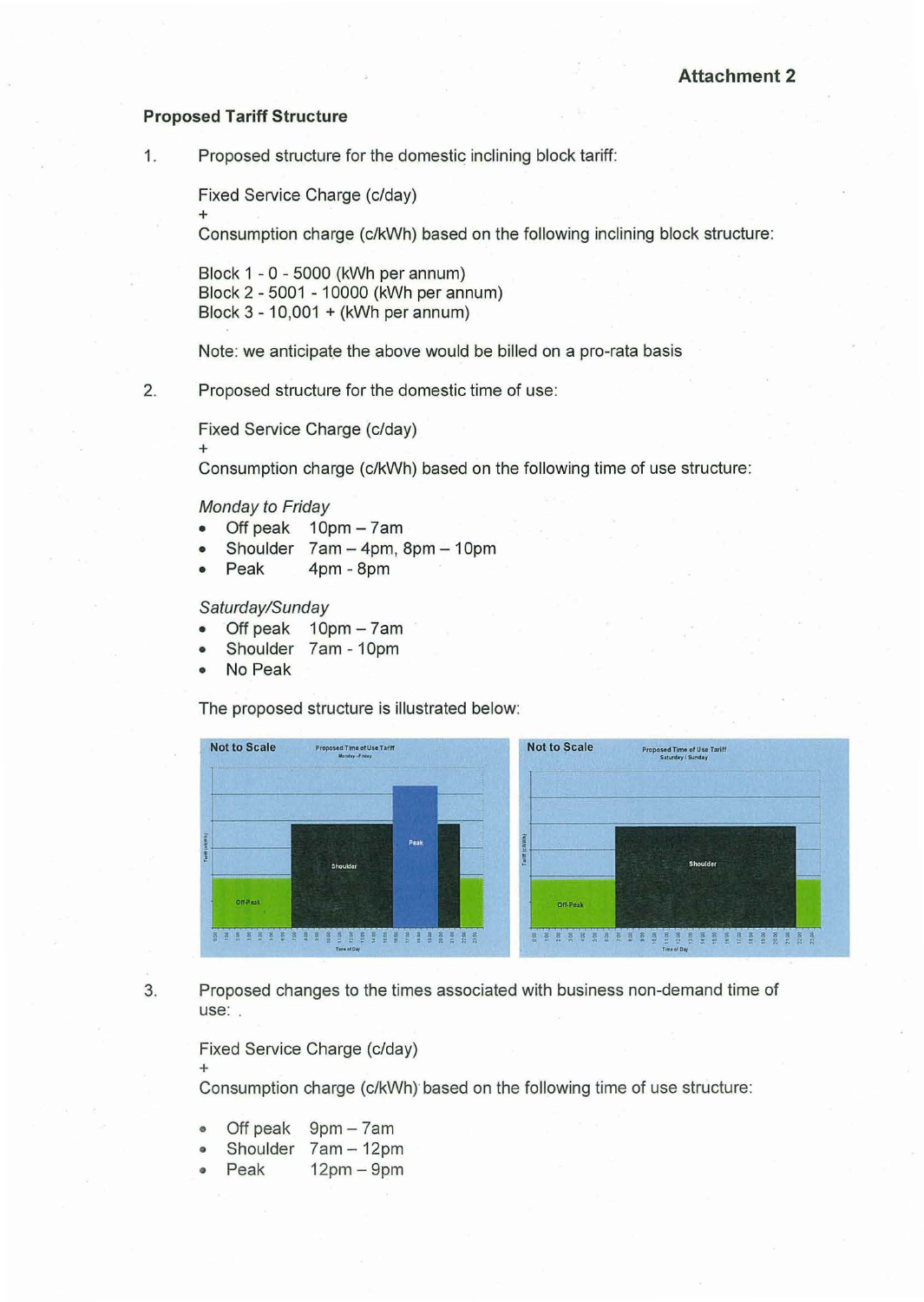Attachment 2

## Proposed Tariff Structure

1. Proposed structure for the domestic inclining block tariff:

   Fixed Service Charge (c/day)
   +
   Consumption charge (c/kWh) based on the following inclining block structure:

   Block 1 - 0 - 5000 (kWh per annum)
   Block 2 - 5001 - 10000 (kWh per annum)
   Block 3 - 10,001 + (kWh per annum)

   Note: we anticipate the above would be billed on a pro-rata basis

2. Proposed structure for the domestic time of use:

   Fixed Service Charge (c/day)
   +
   Consumption charge (c/kWh) based on the following time of use structure:

   *Monday to Friday*
   - Off peak 10pm – 7am
   - Shoulder 7am – 4pm, 8pm – 10pm
   - Peak 4pm - 8pm

   *Saturday/Sunday*
   - Off peak 10pm – 7am
   - Shoulder 7am - 10pm
   - No Peak

   The proposed structure is illustrated below:

   Not to Scale
   Proposed Time of Use Tariff
   Monday - Friday
   Tariff (c/kWh)
   Off-Peak
   Shoulder
   Peak
   Time of Day

   Not to Scale
   Proposed Time of Use Tariff
   Saturday / Sunday
   Tariff (c/kWh)
   Off-Peak
   Shoulder
   Time of Day

3. Proposed changes to the times associated with business non-demand time of use: .

   Fixed Service Charge (c/day)
   +
   Consumption charge (c/kWh) based on the following time of use structure:

   - Off peak 9pm – 7am
   - Shoulder 7am – 12pm
   - Peak 12pm – 9pm